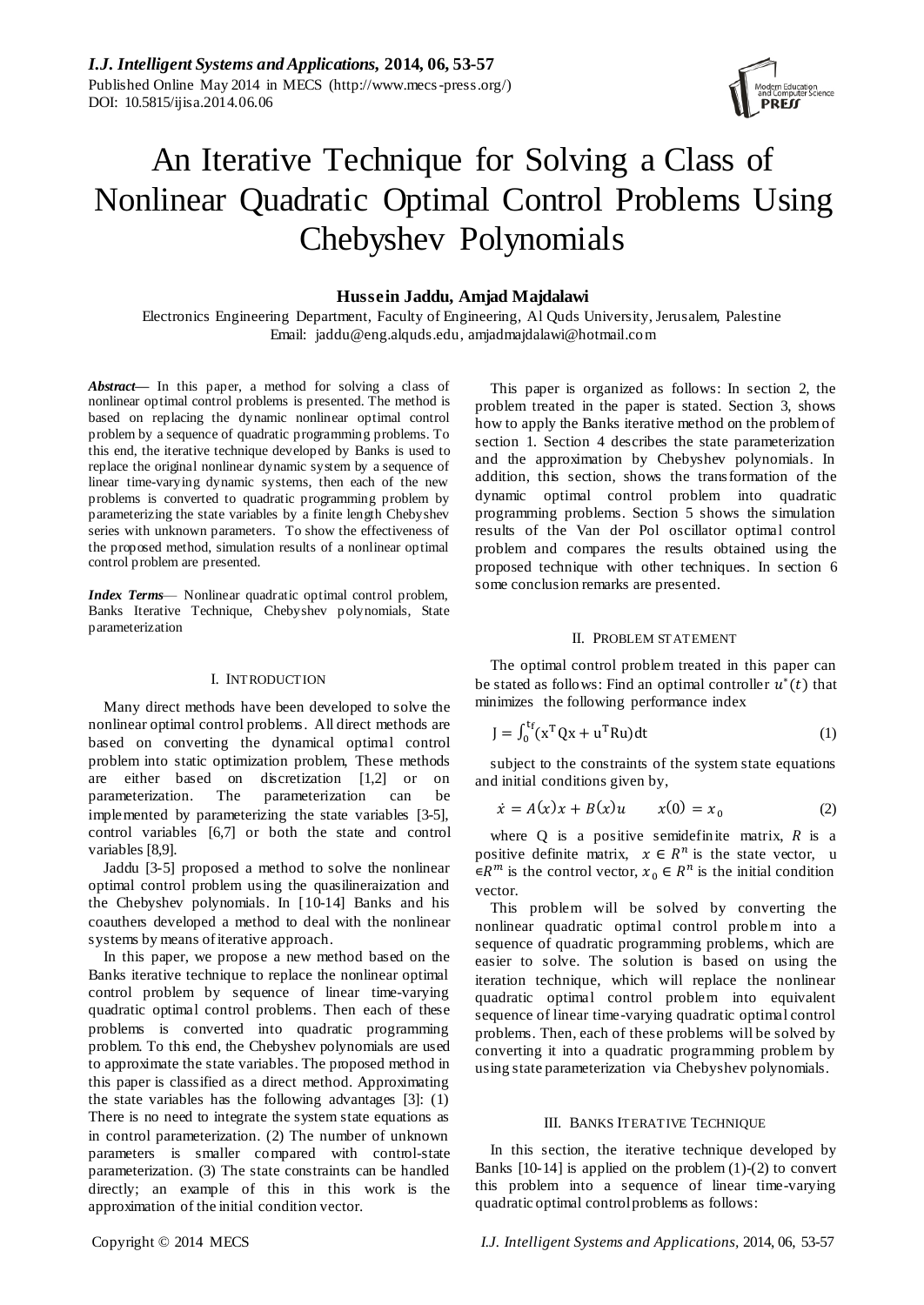# An Iterative Technique for Solving a Class of Nonlinear Quadratic Optimal Control Problems Using Chebyshev Polynomials

**Hussein Jaddu, Amjad Majdalawi**

Electronics Engineering Department, Faculty of Engineering, Al Quds University, Jerusalem, Palestine
Email: jaddu@eng.alquds.edu, amjadmajdalawi@hotmail.com

***Abstract*****—** In this paper, a method for solving a class of nonlinear optimal control problems is presented. The method is based on replacing the dynamic nonlinear optimal control problem by a sequence of quadratic programming problems. To this end, the iterative technique developed by Banks is used to replace the original nonlinear dynamic system by a sequence of linear time-varying dynamic systems, then each of the new problems is converted to quadratic programming problem by parameterizing the state variables by a finite length Chebyshev series with unknown parameters. To show the effectiveness of the proposed method, simulation results of a nonlinear optimal control problem are presented.

***Index Terms*****—** Nonlinear quadratic optimal control problem, Banks Iterative Technique, Chebyshev polynomials, State parameterization

## I. INTRODUCTION

Many direct methods have been developed to solve the nonlinear optimal control problems. All direct methods are based on converting the dynamical optimal control problem into static optimization problem, These methods are either based on discretization [1,2] or on parameterization. The parameterization can be implemented by parameterizing the state variables [3-5], control variables [6,7] or both the state and control variables [8,9].

Jaddu [3-5] proposed a method to solve the nonlinear optimal control problem using the quasilineraization and the Chebyshev polynomials. In [10-14] Banks and his coauthers developed a method to deal with the nonlinear systems by means of iterative approach.

In this paper, we propose a new method based on the Banks iterative technique to replace the nonlinear optimal control problem by sequence of linear time-varying quadratic optimal control problems. Then each of these problems is converted into quadratic programming problem. To this end, the Chebyshev polynomials are used to approximate the state variables. The proposed method in this paper is classified as a direct method. Approximating the state variables has the following advantages [3]: (1) There is no need to integrate the system state equations as in control parameterization. (2) The number of unknown parameters is smaller compared with control-state parameterization. (3) The state constraints can be handled directly; an example of this in this work is the approximation of the initial condition vector.

This paper is organized as follows: In section 2, the problem treated in the paper is stated. Section 3, shows how to apply the Banks iterative method on the problem of section 1. Section 4 describes the state parameterization and the approximation by Chebyshev polynomials. In addition, this section, shows the transformation of the dynamic optimal control problem into quadratic programming problems. Section 5 shows the simulation results of the Van der Pol oscillator optimal control problem and compares the results obtained using the proposed technique with other techniques. In section 6 some conclusion remarks are presented.

## II. PROBLEM STATEMENT

The optimal control problem treated in this paper can be stated as follows: Find an optimal controller $u^*(t)$ that minimizes the following performance index

$$J = \int_0^{t_f} (x^T Q x + u^T R u)\, dt \tag{1}$$

subject to the constraints of the system state equations and initial conditions given by,

$$\dot{x} = A(x)x + B(x)u \qquad x(0) = x_0 \tag{2}$$

where Q is a positive semidefinite matrix, $R$ is a positive definite matrix, $x \in R^n$ is the state vector, $u \in R^m$ is the control vector, $x_0 \in R^n$ is the initial condition vector.

This problem will be solved by converting the nonlinear quadratic optimal control problem into a sequence of quadratic programming problems, which are easier to solve. The solution is based on using the iteration technique, which will replace the nonlinear quadratic optimal control problem into equivalent sequence of linear time-varying quadratic optimal control problems. Then, each of these problems will be solved by converting it into a quadratic programming problem by using state parameterization via Chebyshev polynomials.

## III. BANKS ITERATIVE TECHNIQUE

In this section, the iterative technique developed by Banks [10-14] is applied on the problem (1)-(2) to convert this problem into a sequence of linear time-varying quadratic optimal control problems as follows: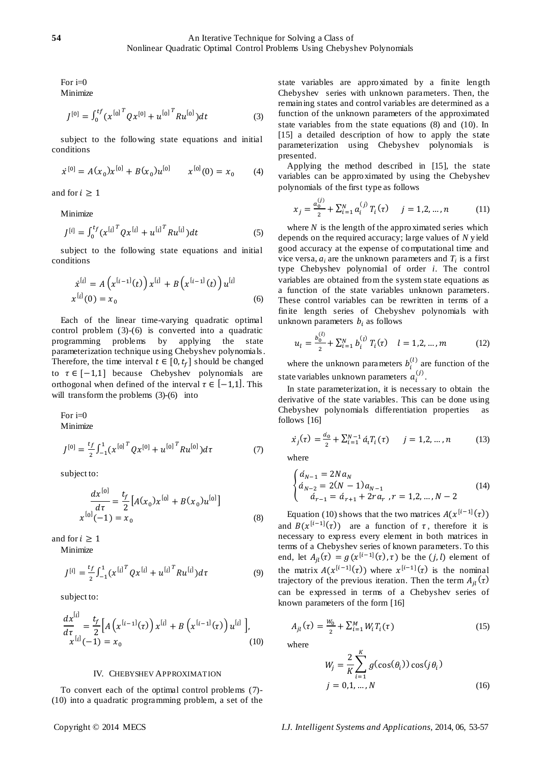For i=0

Minimize

$$J^{[0]} = \int_0^{tf} ({x^{[0]}}^T Q x^{[0]} + {u^{[0]}}^T R u^{[0]}) dt \tag{3}$$

subject to the following state equations and initial conditions

$$\dot{x}^{[0]} = A(x_0)x^{[0]} + B(x_0)u^{[0]} \qquad x^{[0]}(0) = x_0 \tag{4}$$

and for $i \geq 1$

Minimize

$$J^{[i]} = \int_0^{t_f} ({x^{[i]}}^T Q x^{[i]} + {u^{[i]}}^T R u^{[i]}) dt \tag{5}$$

subject to the following state equations and initial conditions

$$\begin{aligned} \dot{x}^{[i]} &= A\left(x^{[i-1]}(t)\right) x^{[i]} + B\left(x^{[i-1]}(t)\right) u^{[i]} \\ x^{[i]}(0) &= x_0 \end{aligned} \tag{6}$$

Each of the linear time-varying quadratic optimal control problem (3)-(6) is converted into a quadratic programming problems by applying the state parameterization technique using Chebyshev polynomials. Therefore, the time interval $t \in [0, t_f]$ should be changed to $\tau \in [-1,1]$ because Chebyshev polynomials are orthogonal when defined of the interval $\tau \in [-1,1]$. This will transform the problems (3)-(6) into

For i=0

Minimize

$$J^{[0]} = \frac{t_f}{2} \int_{-1}^{1} ({x^{[0]}}^T Q x^{[0]} + {u^{[0]}}^T R u^{[0]}) d\tau \tag{7}$$

subject to:

$$\begin{aligned} \frac{dx^{[0]}}{d\tau} &= \frac{t_f}{2}\left[A(x_0)x^{[0]} + B(x_0)u^{[0]}\right] \\ x^{[0]}(-1) &= x_0 \end{aligned} \tag{8}$$

and for $i \geq 1$

Minimize

$$J^{[i]} = \frac{t_f}{2} \int_{-1}^{1} ({x^{[i]}}^T Q x^{[i]} + {u^{[i]}}^T R u^{[i]}) d\tau \tag{9}$$

subject to:

$$\begin{aligned} \frac{dx^{[i]}}{d\tau} &= \frac{t_f}{2}\left[A\left(x^{[i-1]}(\tau)\right) x^{[i]} + B\left(x^{[i-1]}(\tau)\right) u^{[i]}\right], \\ x^{[i]}(-1) &= x_0 \end{aligned} \tag{10}$$

## IV. Chebyshev Approximation

To convert each of the optimal control problems (7)-(10) into a quadratic programming problem, a set of the state variables are approximated by a finite length Chebyshev series with unknown parameters. Then, the remaining states and control variables are determined as a function of the unknown parameters of the approximated state variables from the state equations (8) and (10). In [15] a detailed description of how to apply the state parameterization using Chebyshev polynomials is presented.

Applying the method described in [15], the state variables can be approximated by using the Chebyshev polynomials of the first type as follows

$$x_j = \frac{a_0^{(j)}}{2} + \sum_{i=1}^{N} a_i^{(j)} T_i(\tau) \qquad j = 1,2,\ldots,n \tag{11}$$

where $N$ is the length of the approximated series which depends on the required accuracy; large values of $N$ yield good accuracy at the expense of computational time and vice versa, $a_i$ are the unknown parameters and $T_i$ is a first type Chebyshev polynomial of order $i$. The control variables are obtained from the system state equations as a function of the state variables unknown parameters. These control variables can be rewritten in terms of a finite length series of Chebyshev polynomials with unknown parameters $b_i$ as follows

$$u_l = \frac{b_0^{(l)}}{2} + \sum_{i=1}^{N} b_i^{(l)} T_i(\tau) \qquad l = 1,2,\ldots,m \tag{12}$$

where the unknown parameters $b_i^{(l)}$ are function of the state variables unknown parameters $a_i^{(j)}$.

In state parameterization, it is necessary to obtain the derivative of the state variables. This can be done using Chebyshev polynomials differentiation properties as follows [16]

$$\dot{x}_j(\tau) = \frac{\acute{a}_0}{2} + \sum_{i=1}^{N-1} \acute{a}_i T_i(\tau) \qquad j = 1,2,\ldots,n \tag{13}$$

where

$$\begin{cases} \acute{a}_{N-1} = 2N a_N \\ \acute{a}_{N-2} = 2(N-1)a_{N-1} \\ \quad \acute{a}_{r-1} = \acute{a}_{r+1} + 2r a_r \ , r = 1,2,\ldots,N-2 \end{cases} \tag{14}$$

Equation (10) shows that the two matrices $A(x^{[i-1]}(\tau))$ and $B(x^{[i-1]}(\tau))$ are a function of $\tau$, therefore it is necessary to express every element in both matrices in terms of a Chebyshev series of known parameters. To this end, let $A_{jl}(\tau) = g(x^{[i-1]}(\tau), \tau)$ be the $(j,l)$ element of the matrix $A(x^{[i-1]}(\tau))$ where $x^{[i-1]}(\tau)$ is the nominal trajectory of the previous iteration. Then the term $A_{jl}(\tau)$ can be expressed in terms of a Chebyshev series of known parameters of the form [16]

$$A_{jl}(\tau) = \frac{W_0}{2} + \sum_{i=1}^{M} W_i T_i(\tau) \tag{15}$$

where

$$\begin{aligned} W_j &= \frac{2}{K} \sum_{i=1}^{K} g(\cos(\theta_i)) \cos(j\theta_i) \\ j &= 0,1,\ldots,N \end{aligned} \tag{16}$$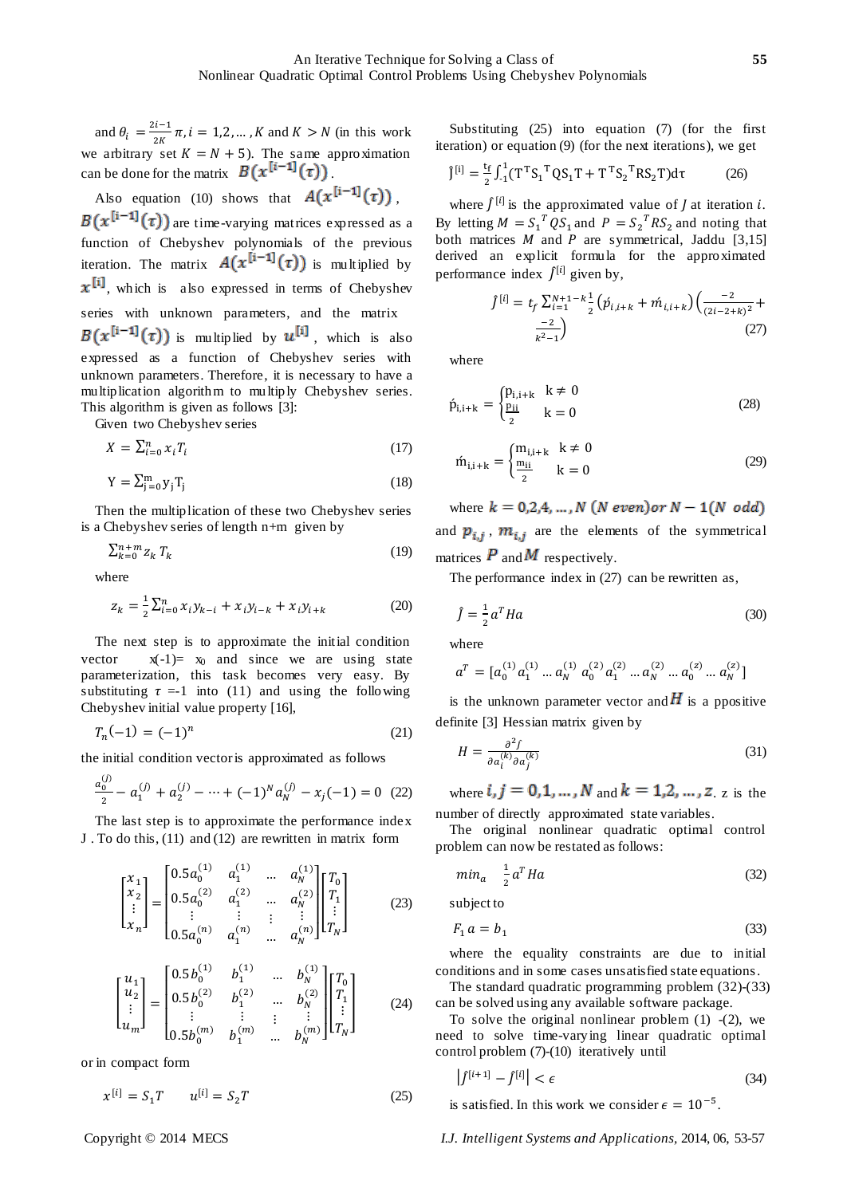and $\theta_i = \frac{2i-1}{2K}\pi, i = 1,2,\dots,K$ and $K > N$ (in this work we arbitrary set $K = N + 5$). The same approximation can be done for the matrix $B(x^{[i-1]}(\tau))$.

Also equation (10) shows that $A(x^{[i-1]}(\tau))$, $B(x^{[i-1]}(\tau))$ are time-varying matrices expressed as a function of Chebyshev polynomials of the previous iteration. The matrix $A(x^{[i-1]}(\tau))$ is multiplied by $x^{[i]}$, which is also expressed in terms of Chebyshev series with unknown parameters, and the matrix $B(x^{[i-1]}(\tau))$ is multiplied by $u^{[i]}$, which is also expressed as a function of Chebyshev series with unknown parameters. Therefore, it is necessary to have a multiplication algorithm to multiply Chebyshev series. This algorithm is given as follows [3]:

Given two Chebyshev series

$$X = \sum_{i=0}^{n} x_i T_i \tag{17}$$

$$Y = \sum_{j=0}^{m} y_j T_j \tag{18}$$

Then the multiplication of these two Chebyshev series is a Chebyshev series of length n+m given by

$$\sum_{k=0}^{n+m} z_k T_k \tag{19}$$

where

$$z_k = \frac{1}{2}\sum_{i=0}^{n} x_i y_{k-i} + x_i y_{i-k} + x_i y_{i+k} \tag{20}$$

The next step is to approximate the initial condition vector $x(-1)= x_0$ and since we are using state parameterization, this task becomes very easy. By substituting $\tau = -1$ into (11) and using the following Chebyshev initial value property [16],

$$T_n(-1) = (-1)^n \tag{21}$$

the initial condition vector is approximated as follows

$$\frac{a_0^{(j)}}{2} - a_1^{(j)} + a_2^{(j)} - \dots + (-1)^N a_N^{(j)} - x_j(-1) = 0 \tag{22}$$

The last step is to approximate the performance index J . To do this, (11) and (12) are rewritten in matrix form

$$\begin{bmatrix} x_1 \\ x_2 \\ \vdots \\ x_n \end{bmatrix} = \begin{bmatrix} 0.5a_0^{(1)} & a_1^{(1)} & \dots & a_N^{(1)} \\ 0.5a_0^{(2)} & a_1^{(2)} & \dots & a_N^{(2)} \\ \vdots & \vdots & \vdots & \vdots \\ 0.5a_0^{(n)} & a_1^{(n)} & \dots & a_N^{(n)} \end{bmatrix} \begin{bmatrix} T_0 \\ T_1 \\ \vdots \\ T_N \end{bmatrix} \tag{23}$$

$$\begin{bmatrix} u_1 \\ u_2 \\ \vdots \\ u_m \end{bmatrix} = \begin{bmatrix} 0.5b_0^{(1)} & b_1^{(1)} & \dots & b_N^{(1)} \\ 0.5b_0^{(2)} & b_1^{(2)} & \dots & b_N^{(2)} \\ \vdots & \vdots & \vdots & \vdots \\ 0.5b_0^{(m)} & b_1^{(m)} & \dots & b_N^{(m)} \end{bmatrix} \begin{bmatrix} T_0 \\ T_1 \\ \vdots \\ T_N \end{bmatrix} \tag{24}$$

or in compact form

$$x^{[i]} = S_1 T \qquad u^{[i]} = S_2 T \tag{25}$$

Substituting (25) into equation (7) (for the first iteration) or equation (9) (for the next iterations), we get

$$\hat{J}^{[i]} = \frac{t_f}{2}\int_{-1}^{1}(T^T S_1^T Q S_1 T + T^T S_2^T R S_2 T)d\tau \tag{26}$$

where $\hat{J}^{[i]}$ is the approximated value of $J$ at iteration $i$. By letting $M = S_1^T Q S_1$ and $P = S_2^T R S_2$ and noting that both matrices $M$ and $P$ are symmetrical, Jaddu [3,15] derived an explicit formula for the approximated performance index $\hat{J}^{[i]}$ given by,

$$\hat{J}^{[i]} = t_f \sum_{i=1}^{N+1-k} \frac{1}{2}\left(\acute{p}_{i,i+k} + \acute{m}_{i,i+k}\right)\left(\frac{-2}{(2i-2+k)^2} + \frac{-2}{k^2-1}\right) \tag{27}$$

where

$$\acute{p}_{i,i+k} = \begin{cases} p_{i,i+k} & k \neq 0 \\ \frac{p_{ii}}{2} & k = 0 \end{cases} \tag{28}$$

$$\acute{m}_{i,i+k} = \begin{cases} m_{i,i+k} & k \neq 0 \\ \frac{m_{ii}}{2} & k = 0 \end{cases} \tag{29}$$

where $k = 0,2,4,\dots,N$ $(N\ even)$ or $N-1$ $(N\ odd)$ and $p_{i,j}$, $m_{i,j}$ are the elements of the symmetrical matrices $P$ and $M$ respectively.

The performance index in (27) can be rewritten as,

$$\hat{J} = \frac{1}{2}a^T H a \tag{30}$$

where

$$a^T = [a_0^{(1)}\, a_1^{(1)} \dots a_N^{(1)}\; a_0^{(2)}\, a_1^{(2)} \dots a_N^{(2)} \dots a_0^{(z)} \dots a_N^{(z)}]$$

is the unknown parameter vector and $H$ is a ppositive definite [3] Hessian matrix given by

$$H = \frac{\partial^2 \hat{J}}{\partial a_i^{(k)} \partial a_j^{(k)}} \tag{31}$$

where $i,j = 0,1,\dots,N$ and $k = 1,2,\dots,z$. z is the number of directly approximated state variables.

The original nonlinear quadratic optimal control problem can now be restated as follows:

$$min_a \quad \frac{1}{2}a^T H a \tag{32}$$

subject to

$$F_1 a = b_1 \tag{33}$$

where the equality constraints are due to initial conditions and in some cases unsatisfied state equations.

The standard quadratic programming problem (32)-(33) can be solved using any available software package.

To solve the original nonlinear problem (1) -(2), we need to solve time-varying linear quadratic optimal control problem (7)-(10) iteratively until

$$\left|\hat{J}^{[i+1]} - \hat{J}^{[i]}\right| < \epsilon \tag{34}$$

is satisfied. In this work we consider $\epsilon = 10^{-5}$.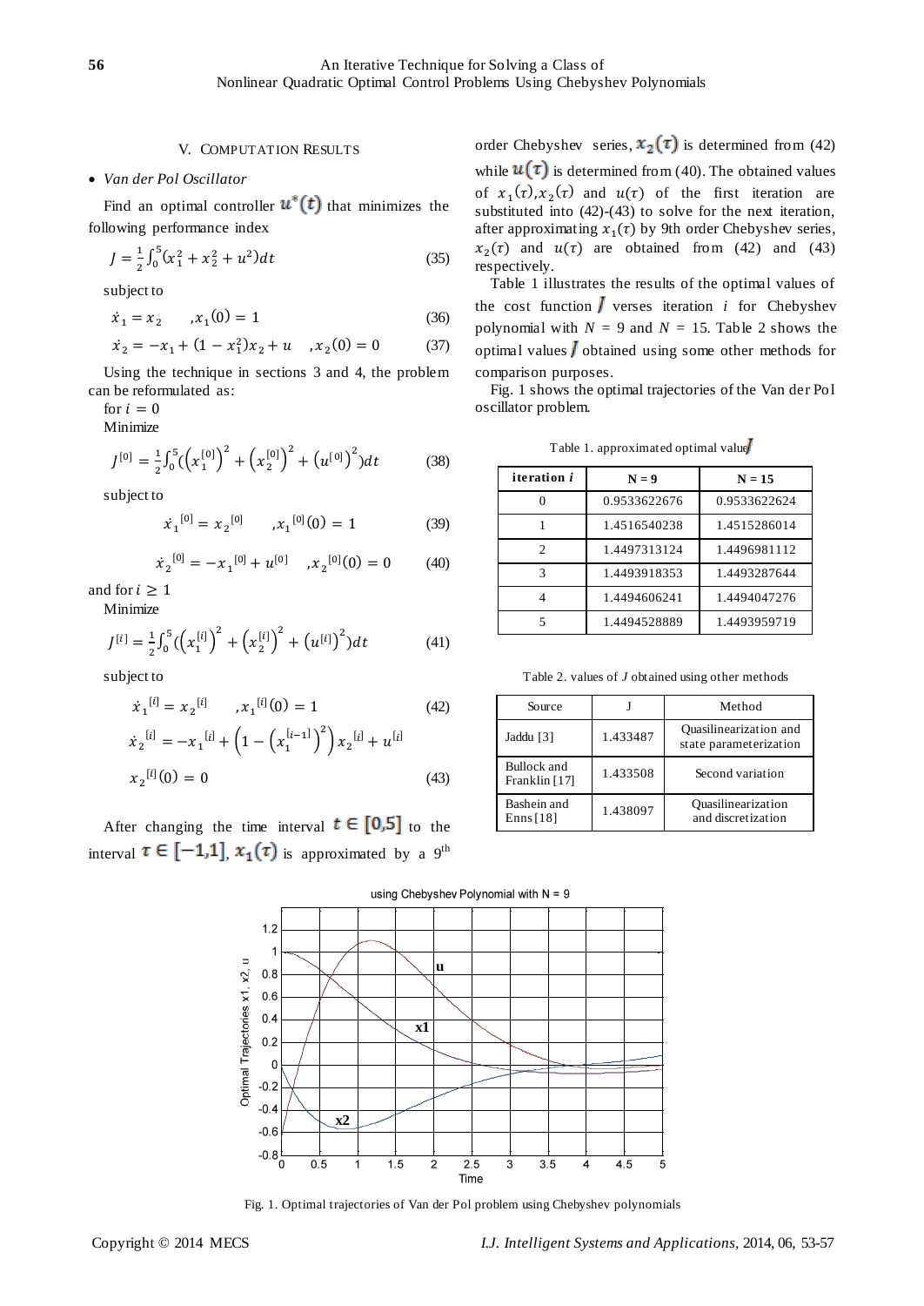## V. Computation Results

- *Van der Pol Oscillator*

Find an optimal controller $u^*(t)$ that minimizes the following performance index

$$J = \frac{1}{2}\int_0^5 (x_1^2 + x_2^2 + u^2)dt \tag{35}$$

subject to

$$\dot{x}_1 = x_2 \qquad , x_1(0) = 1 \tag{36}$$

$$\dot{x}_2 = -x_1 + (1 - x_1^2)x_2 + u \quad , x_2(0) = 0 \tag{37}$$

Using the technique in sections 3 and 4, the problem can be reformulated as:

for $i = 0$

Minimize

$$J^{[0]} = \frac{1}{2}\int_0^5 ((x_1^{[0]})^2 + (x_2^{[0]})^2 + (u^{[0]})^2)dt \tag{38}$$

subject to

$$\dot{x}_1{}^{[0]} = x_2{}^{[0]} \qquad , x_1{}^{[0]}(0) = 1 \tag{39}$$

$$\dot{x}_2{}^{[0]} = -x_1{}^{[0]} + u^{[0]} \quad , x_2{}^{[0]}(0) = 0 \tag{40}$$

and for $i \geq 1$

Minimize

$$J^{[i]} = \frac{1}{2}\int_0^5 ((x_1^{[i]})^2 + (x_2^{[i]})^2 + (u^{[i]})^2)dt \tag{41}$$

subject to

$$\dot{x}_1{}^{[i]} = x_2{}^{[i]} \qquad , x_1{}^{[i]}(0) = 1 \tag{42}$$

$$\dot{x}_2{}^{[i]} = -x_1{}^{[i]} + \left(1 - \left(x_1^{[i-1]}\right)^2\right)x_2{}^{[i]} + u^{[i]}$$

$$x_2{}^{[i]}(0) = 0 \tag{43}$$

After changing the time interval $t \in [0,5]$ to the interval $\tau \in [-1,1]$, $x_1(\tau)$ is approximated by a 9th order Chebyshev series, $x_2(\tau)$ is determined from (42) while $u(\tau)$ is determined from (40). The obtained values of $x_1(\tau)$, $x_2(\tau)$ and $u(\tau)$ of the first iteration are substituted into (42)-(43) to solve for the next iteration, after approximating $x_1(\tau)$ by 9th order Chebyshev series, $x_2(\tau)$ and $u(\tau)$ are obtained from (42) and (43) respectively.

Table 1 illustrates the results of the optimal values of the cost function $J$ verses iteration $i$ for Chebyshev polynomial with $N = 9$ and $N = 15$. Table 2 shows the optimal values $J$ obtained using some other methods for comparison purposes.

Fig. 1 shows the optimal trajectories of the Van der Pol oscillator problem.

Table 1. approximated optimal value $J$

| iteration $i$ | N = 9 | N = 15 |
|---|---|---|
| 0 | 0.9533622676 | 0.9533622624 |
| 1 | 1.4516540238 | 1.4515286014 |
| 2 | 1.4497313124 | 1.4496981112 |
| 3 | 1.4493918353 | 1.4493287644 |
| 4 | 1.4494606241 | 1.4494047276 |
| 5 | 1.4494528889 | 1.4493959719 |

Table 2. values of $J$ obtained using other methods

| Source | J | Method |
|---|---|---|
| Jaddu [3] | 1.433487 | Quasilinearization and state parameterization |
| Bullock and Franklin [17] | 1.433508 | Second variation |
| Bashein and Enns [18] | 1.438097 | Quasilinearization and discretization |

Fig. 1. Optimal trajectories of Van der Pol problem using Chebyshev polynomials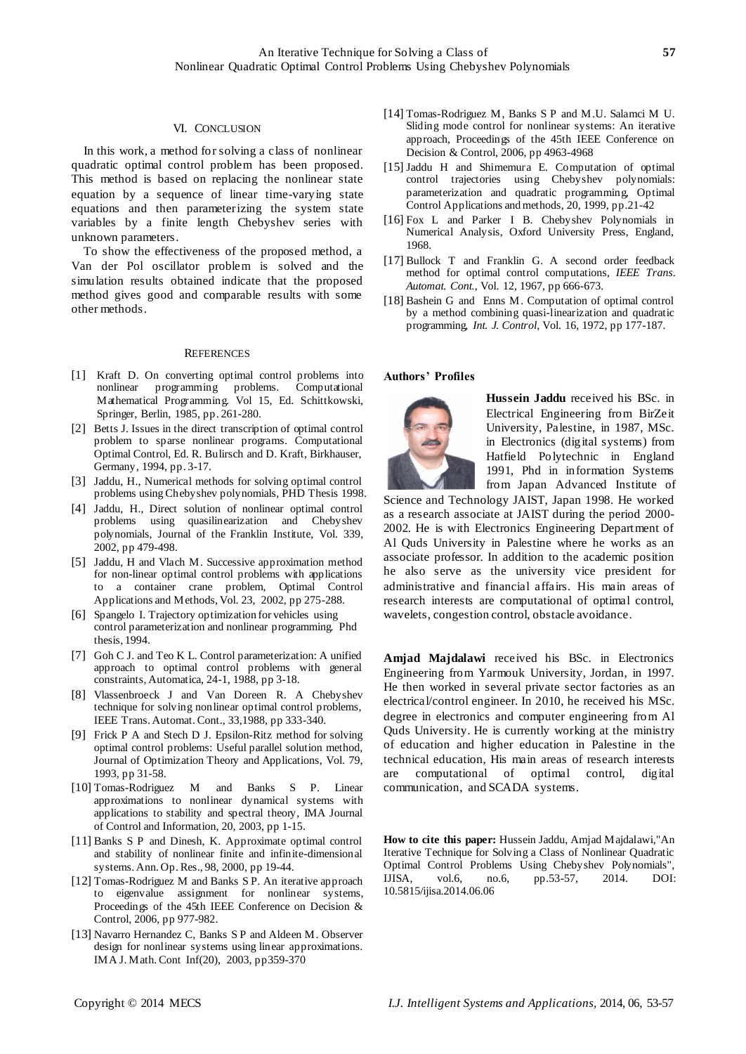## VI. Conclusion

In this work, a method for solving a class of nonlinear quadratic optimal control problem has been proposed. This method is based on replacing the nonlinear state equation by a sequence of linear time-varying state equations and then parameterizing the system state variables by a finite length Chebyshev series with unknown parameters.

To show the effectiveness of the proposed method, a Van der Pol oscillator problem is solved and the simulation results obtained indicate that the proposed method gives good and comparable results with some other methods.

## References

[1] Kraft D. On converting optimal control problems into nonlinear programming problems. Computational Mathematical Programming. Vol 15, Ed. Schittkowski, Springer, Berlin, 1985, pp. 261-280.

[2] Betts J. Issues in the direct transcription of optimal control problem to sparse nonlinear programs. Computational Optimal Control, Ed. R. Bulirsch and D. Kraft, Birkhauser, Germany, 1994, pp. 3-17.

[3] Jaddu, H., Numerical methods for solving optimal control problems using Chebyshev polynomials, PHD Thesis 1998.

[4] Jaddu, H., Direct solution of nonlinear optimal control problems using quasilinearization and Chebyshev polynomials, Journal of the Franklin Institute, Vol. 339, 2002, pp 479-498.

[5] Jaddu, H and Vlach M. Successive approximation method for non-linear optimal control problems with applications to a container crane problem, Optimal Control Applications and Methods, Vol. 23, 2002, pp 275-288.

[6] Spangelo I. Trajectory optimization for vehicles using control parameterization and nonlinear programming. Phd thesis, 1994.

[7] Goh C J. and Teo K L. Control parameterization: A unified approach to optimal control problems with general constraints, Automatica, 24-1, 1988, pp 3-18.

[8] Vlassenbroeck J and Van Doreen R. A Chebyshev technique for solving nonlinear optimal control problems, IEEE Trans. Automat. Cont., 33,1988, pp 333-340.

[9] Frick P A and Stech D J. Epsilon-Ritz method for solving optimal control problems: Useful parallel solution method, Journal of Optimization Theory and Applications, Vol. 79, 1993, pp 31-58.

[10] Tomas-Rodriguez M and Banks S P. Linear approximations to nonlinear dynamical systems with applications to stability and spectral theory, IMA Journal of Control and Information, 20, 2003, pp 1-15.

[11] Banks S P and Dinesh, K. Approximate optimal control and stability of nonlinear finite and infinite-dimensional systems. Ann. Op. Res., 98, 2000, pp 19-44.

[12] Tomas-Rodriguez M and Banks S P. An iterative approach to eigenvalue assignment for nonlinear systems, Proceedings of the 45th IEEE Conference on Decision & Control, 2006, pp 977-982.

[13] Navarro Hernandez C, Banks S P and Aldeen M. Observer design for nonlinear systems using linear approximations. IMA J. Math. Cont Inf(20), 2003, pp359-370

[14] Tomas-Rodriguez M, Banks S P and M.U. Salamci M U. Sliding mode control for nonlinear systems: An iterative approach, Proceedings of the 45th IEEE Conference on Decision & Control, 2006, pp 4963-4968

[15] Jaddu H and Shimemura E. Computation of optimal control trajectories using Chebyshev polynomials: parameterization and quadratic programming, Optimal Control Applications and methods, 20, 1999, pp.21-42

[16] Fox L and Parker I B. Chebyshev Polynomials in Numerical Analysis, Oxford University Press, England, 1968.

[17] Bullock T and Franklin G. A second order feedback method for optimal control computations, *IEEE Trans. Automat. Cont.*, Vol. 12, 1967, pp 666-673.

[18] Bashein G and Enns M. Computation of optimal control by a method combining quasi-linearization and quadratic programming, *Int. J. Control*, Vol. 16, 1972, pp 177-187.

### Authors' Profiles

**Hussein Jaddu** received his BSc. in Electrical Engineering from BirZeit University, Palestine, in 1987, MSc. in Electronics (digital systems) from Hatfield Polytechnic in England 1991, Phd in information Systems from Japan Advanced Institute of Science and Technology JAIST, Japan 1998. He worked as a research associate at JAIST during the period 2000-2002. He is with Electronics Engineering Department of Al Quds University in Palestine where he works as an associate professor. In addition to the academic position he also serve as the university vice president for administrative and financial affairs. His main areas of research interests are computational of optimal control, wavelets, congestion control, obstacle avoidance.

**Amjad Majdalawi** received his BSc. in Electronics Engineering from Yarmouk University, Jordan, in 1997. He then worked in several private sector factories as an electrical/control engineer. In 2010, he received his MSc. degree in electronics and computer engineering from Al Quds University. He is currently working at the ministry of education and higher education in Palestine in the technical education, His main areas of research interests are computational of optimal control, digital communication, and SCADA systems.

**How to cite this paper:** Hussein Jaddu, Amjad Majdalawi,"An Iterative Technique for Solving a Class of Nonlinear Quadratic Optimal Control Problems Using Chebyshev Polynomials", IJISA, vol.6, no.6, pp.53-57, 2014. DOI: 10.5815/ijisa.2014.06.06